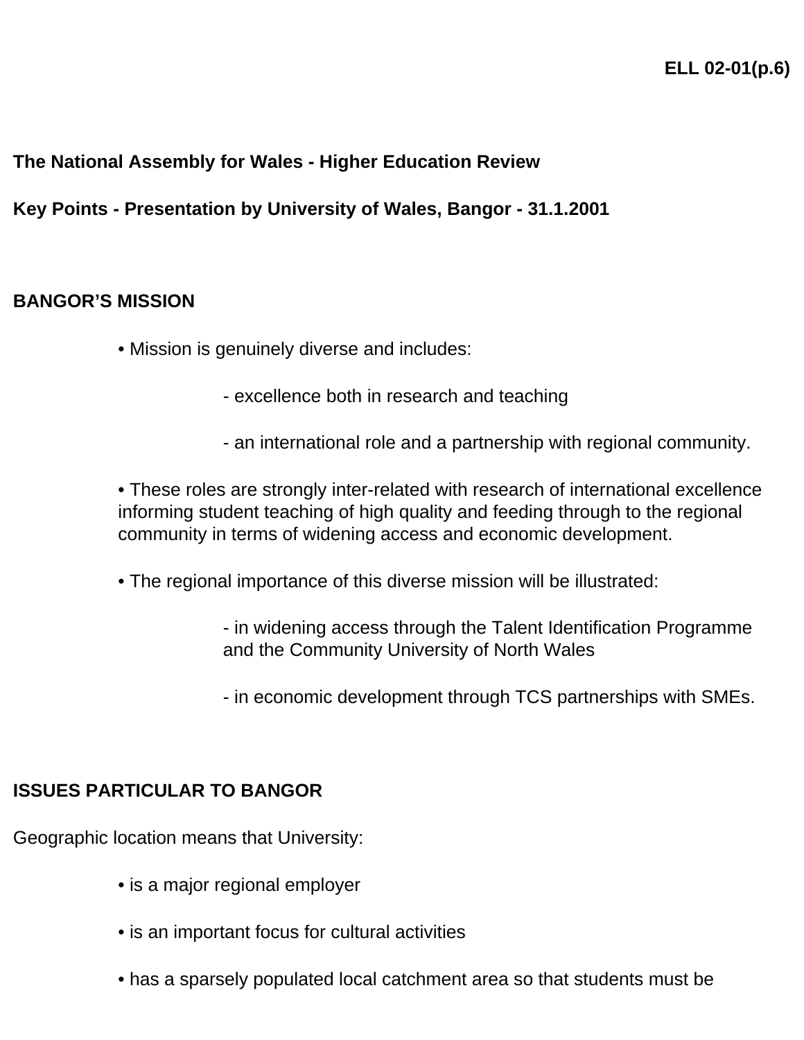**ELL 02-01(p.6)**

**The National Assembly for Wales - Higher Education Review**

**Key Points - Presentation by University of Wales, Bangor - 31.1.2001**

**BANGOR'S MISSION**

- Mission is genuinely diverse and includes:
  - excellence both in research and teaching
  - an international role and a partnership with regional community.
- These roles are strongly inter-related with research of international excellence informing student teaching of high quality and feeding through to the regional community in terms of widening access and economic development.
- The regional importance of this diverse mission will be illustrated:
  - in widening access through the Talent Identification Programme and the Community University of North Wales
  - in economic development through TCS partnerships with SMEs.

**ISSUES PARTICULAR TO BANGOR**

Geographic location means that University:

- is a major regional employer
- is an important focus for cultural activities
- has a sparsely populated local catchment area so that students must be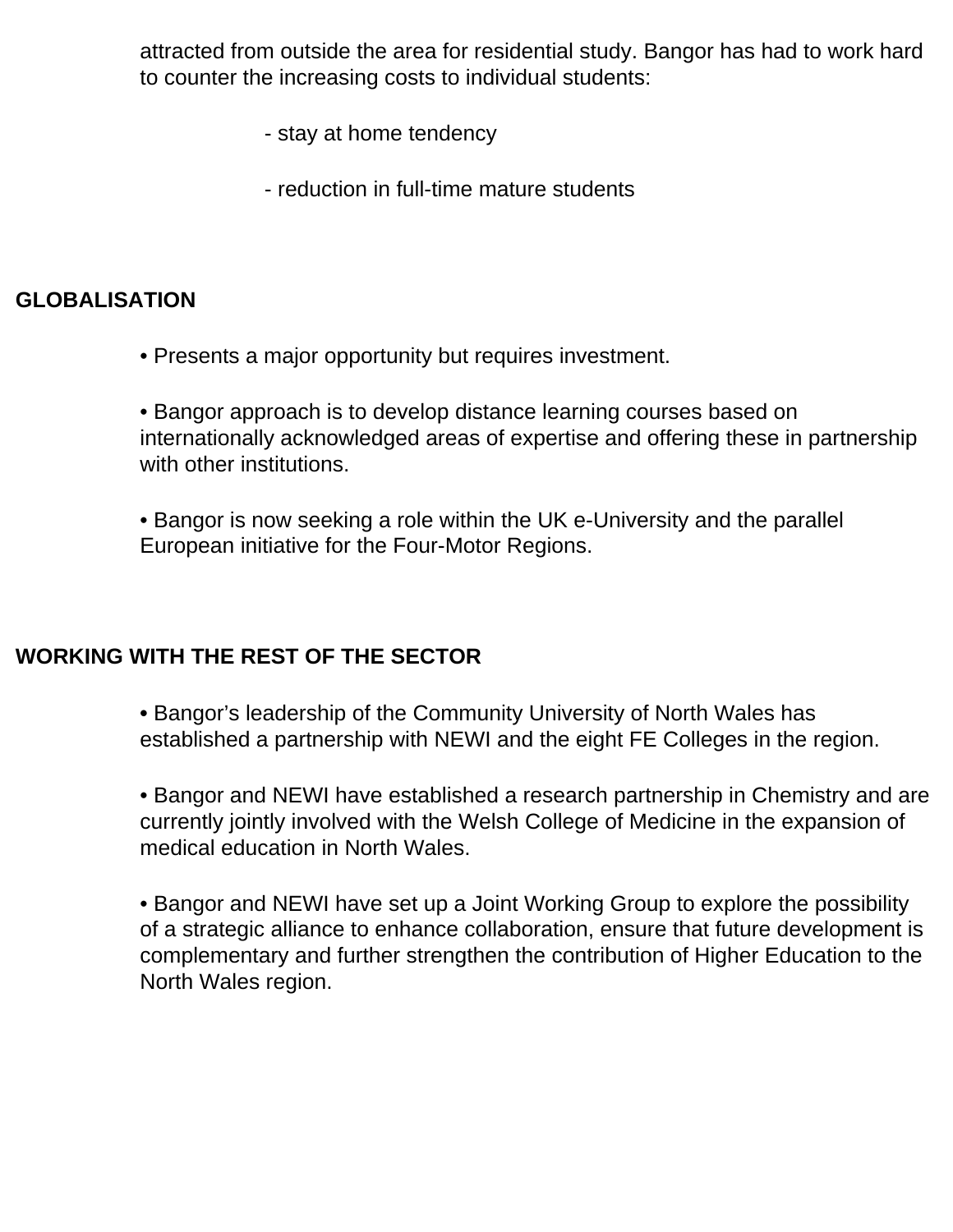attracted from outside the area for residential study. Bangor has had to work hard to counter the increasing costs to individual students:

- stay at home tendency
- reduction in full-time mature students

## GLOBALISATION

- Presents a major opportunity but requires investment.
- Bangor approach is to develop distance learning courses based on internationally acknowledged areas of expertise and offering these in partnership with other institutions.
- Bangor is now seeking a role within the UK e-University and the parallel European initiative for the Four-Motor Regions.

## WORKING WITH THE REST OF THE SECTOR

- Bangor's leadership of the Community University of North Wales has established a partnership with NEWI and the eight FE Colleges in the region.
- Bangor and NEWI have established a research partnership in Chemistry and are currently jointly involved with the Welsh College of Medicine in the expansion of medical education in North Wales.
- Bangor and NEWI have set up a Joint Working Group to explore the possibility of a strategic alliance to enhance collaboration, ensure that future development is complementary and further strengthen the contribution of Higher Education to the North Wales region.